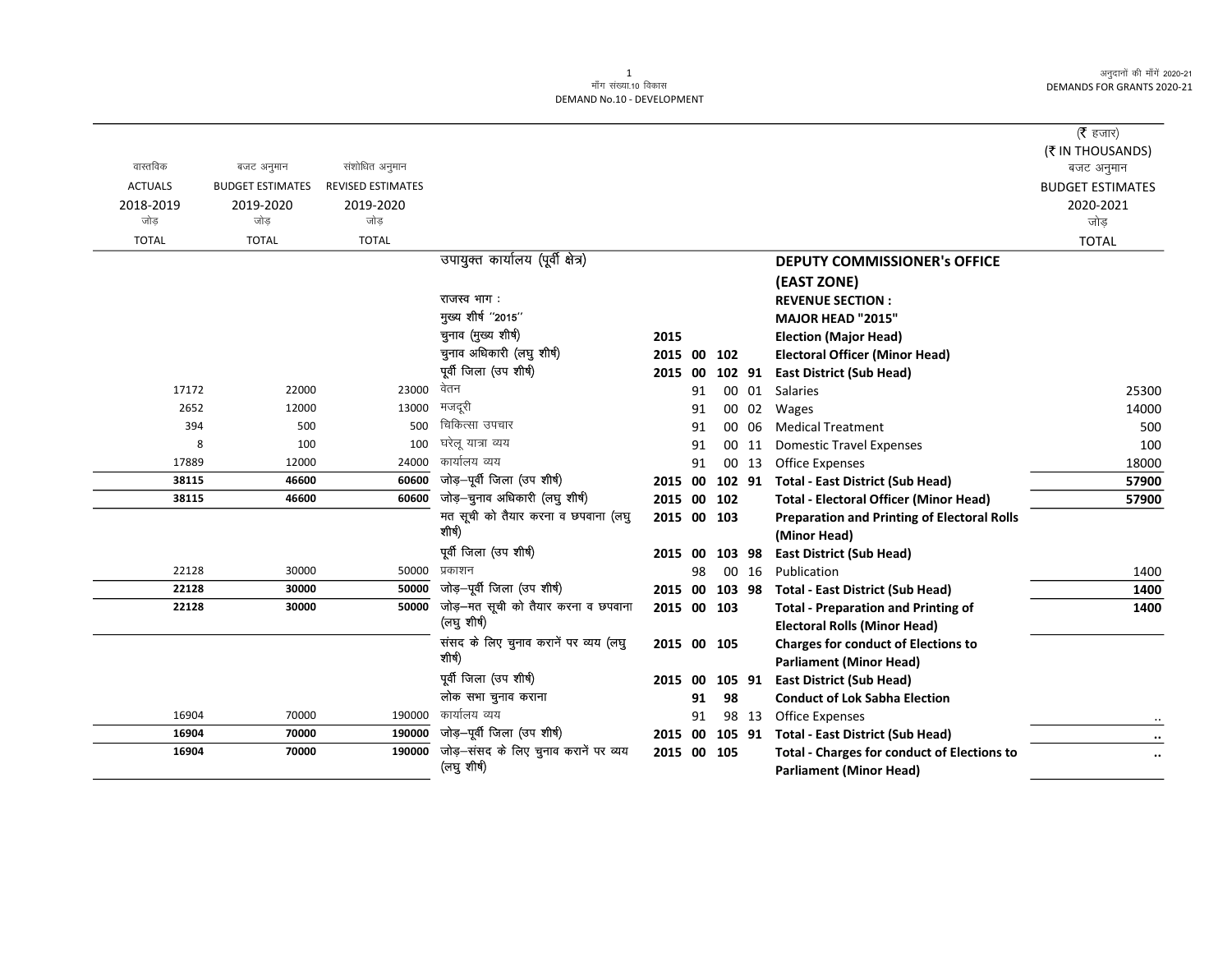मॉंग संख्या.10 विकास
DEMAND No.10 - DEVELOPMENT

अनुदानों की मॉंगें 2020-21
DEMANDS FOR GRANTS 2020-21

(₹ हजार)
(₹ IN THOUSANDS)

| वास्तविक ACTUALS 2018-2019 जोड़ TOTAL | बजट अनुमान BUDGET ESTIMATES 2019-2020 जोड़ TOTAL | संशोधित अनुमान REVISED ESTIMATES 2019-2020 जोड़ TOTAL | | | | | | | बजट अनुमान BUDGET ESTIMATES 2020-2021 जोड़ TOTAL |
|---|---|---|---|---|---|---|---|---|---|
| | | | उपायुक्त कार्यालय (पूर्वी क्षेत्र) | | | | | **DEPUTY COMMISSIONER's OFFICE (EAST ZONE)** | |
| | | | राजस्व भाग : | | | | | **REVENUE SECTION :** | |
| | | | मुख्य शीर्ष ''2015'' | | | | | **MAJOR HEAD "2015"** | |
| | | | चुनाव (मुख्य शीर्ष) | 2015 | | | | **Election (Major Head)** | |
| | | | चुनाव अधिकारी (लघु शीर्ष) | 2015 | 00 | 102 | | **Electoral Officer (Minor Head)** | |
| | | | पूर्वी जिला (उप शीर्ष) | 2015 | 00 | 102 | 91 | **East District (Sub Head)** | |
| 17172 | 22000 | 23000 | वेतन | | 91 | 00 | 01 | Salaries | 25300 |
| 2652 | 12000 | 13000 | मजदूरी | | 91 | 00 | 02 | Wages | 14000 |
| 394 | 500 | 500 | चिकित्सा उपचार | | 91 | 00 | 06 | Medical Treatment | 500 |
| 8 | 100 | 100 | घरेलू यात्रा व्यय | | 91 | 00 | 11 | Domestic Travel Expenses | 100 |
| 17889 | 12000 | 24000 | कार्यालय व्यय | | 91 | 00 | 13 | Office Expenses | 18000 |
| **38115** | **46600** | **60600** | जोड़–पूर्वी जिला (उप शीर्ष) | 2015 | 00 | 102 | 91 | **Total - East District (Sub Head)** | **57900** |
| **38115** | **46600** | **60600** | जोड़–चुनाव अधिकारी (लघु शीर्ष) | 2015 | 00 | 102 | | **Total - Electoral Officer (Minor Head)** | **57900** |
| | | | मत सूची को तैयार करना व छपवाना (लघु शीर्ष) | 2015 | 00 | 103 | | **Preparation and Printing of Electoral Rolls (Minor Head)** | |
| | | | पूर्वी जिला (उप शीर्ष) | 2015 | 00 | 103 | 98 | **East District (Sub Head)** | |
| 22128 | 30000 | 50000 | प्रकाशन | | 98 | 00 | 16 | Publication | 1400 |
| **22128** | **30000** | **50000** | जोड़–पूर्वी जिला (उप शीर्ष) | 2015 | 00 | 103 | 98 | **Total - East District (Sub Head)** | **1400** |
| **22128** | **30000** | **50000** | जोड़–मत सूची को तैयार करना व छपवाना (लघु शीर्ष) | 2015 | 00 | 103 | | **Total - Preparation and Printing of Electoral Rolls (Minor Head)** | **1400** |
| | | | संसद के लिए चुनाव करानें पर व्यय (लघु शीर्ष) | 2015 | 00 | 105 | | **Charges for conduct of Elections to Parliament (Minor Head)** | |
| | | | पूर्वी जिला (उप शीर्ष) | 2015 | 00 | 105 | 91 | **East District (Sub Head)** | |
| | | | लोक सभा चुनाव कराना | | 91 | 98 | | **Conduct of Lok Sabha Election** | |
| 16904 | 70000 | 190000 | कार्यालय व्यय | | 91 | 98 | 13 | Office Expenses | .. |
| **16904** | **70000** | **190000** | जोड़–पूर्वी जिला (उप शीर्ष) | 2015 | 00 | 105 | 91 | **Total - East District (Sub Head)** | **..** |
| **16904** | **70000** | **190000** | जोड़–संसद के लिए चुनाव करानें पर व्यय (लघु शीर्ष) | 2015 | 00 | 105 | | **Total - Charges for conduct of Elections to Parliament (Minor Head)** | **..** |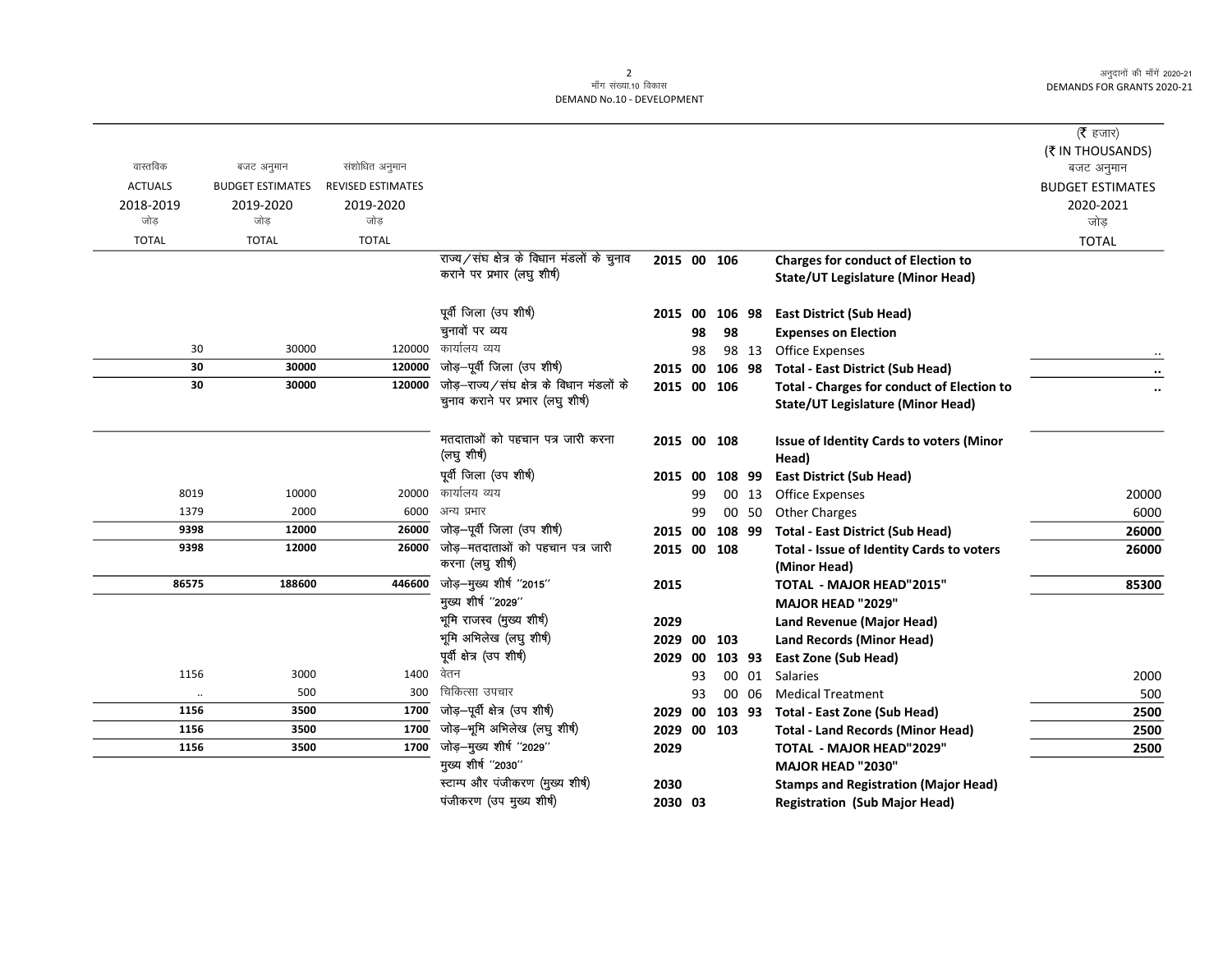| वास्तविक ACTUALS 2018-2019 जोड़ TOTAL | बजट अनुमान BUDGET ESTIMATES 2019-2020 जोड़ TOTAL | संशोधित अनुमान REVISED ESTIMATES 2019-2020 जोड़ TOTAL | | | | | | | (₹ हजार) (₹ IN THOUSANDS) बजट अनुमान BUDGET ESTIMATES 2020-2021 जोड़ TOTAL |
|---|---|---|---|---|---|---|---|---|---|
| | | | राज्य/संघ क्षेत्र के विधान मंडलों के चुनाव कराने पर प्रभार (लघु शीर्ष) | 2015 | 00 | 106 | | **Charges for conduct of Election to State/UT Legislature (Minor Head)** | |
| | | | पूर्वी जिला (उप शीर्ष) | 2015 | 00 | 106 | 98 | **East District (Sub Head)** | |
| | | | चुनावों पर व्यय | | 98 | 98 | | **Expenses on Election** | |
| 30 | 30000 | 120000 | कार्यालय व्यय | | 98 | 98 | 13 | Office Expenses | .. |
| **30** | **30000** | **120000** | जोड़–पूर्वी जिला (उप शीर्ष) | 2015 | 00 | 106 | 98 | **Total - East District (Sub Head)** | **..** |
| **30** | **30000** | **120000** | जोड़–राज्य/संघ क्षेत्र के विधान मंडलों के चुनाव कराने पर प्रभार (लघु शीर्ष) | 2015 | 00 | 106 | | **Total - Charges for conduct of Election to State/UT Legislature (Minor Head)** | **..** |
| | | | मतदाताओं को पहचान पत्र जारी करना (लघु शीर्ष) | 2015 | 00 | 108 | | **Issue of Identity Cards to voters (Minor Head)** | |
| | | | पूर्वी जिला (उप शीर्ष) | 2015 | 00 | 108 | 99 | **East District (Sub Head)** | |
| 8019 | 10000 | 20000 | कार्यालय व्यय | | 99 | 00 | 13 | Office Expenses | 20000 |
| 1379 | 2000 | 6000 | अन्य प्रभार | | 99 | 00 | 50 | Other Charges | 6000 |
| **9398** | **12000** | **26000** | जोड़–पूर्वी जिला (उप शीर्ष) | 2015 | 00 | 108 | 99 | **Total - East District (Sub Head)** | **26000** |
| **9398** | **12000** | **26000** | जोड़–मतदाताओं को पहचान पत्र जारी करना (लघु शीर्ष) | 2015 | 00 | 108 | | **Total - Issue of Identity Cards to voters (Minor Head)** | **26000** |
| **86575** | **188600** | **446600** | जोड़–मुख्य शीर्ष ''2015'' | 2015 | | | | **TOTAL - MAJOR HEAD"2015"** | **85300** |
| | | | मुख्य शीर्ष ''2029'' | | | | | **MAJOR HEAD "2029"** | |
| | | | भूमि राजस्व (मुख्य शीर्ष) | 2029 | | | | **Land Revenue (Major Head)** | |
| | | | भूमि अभिलेख (लघु शीर्ष) | 2029 | 00 | 103 | | **Land Records (Minor Head)** | |
| | | | पूर्वी क्षेत्र (उप शीर्ष) | 2029 | 00 | 103 | 93 | **East Zone (Sub Head)** | |
| 1156 | 3000 | 1400 | वेतन | | 93 | 00 | 01 | Salaries | 2000 |
| .. | 500 | 300 | चिकित्सा उपचार | | 93 | 00 | 06 | Medical Treatment | 500 |
| **1156** | **3500** | **1700** | जोड़–पूर्वी क्षेत्र (उप शीर्ष) | 2029 | 00 | 103 | 93 | **Total - East Zone (Sub Head)** | **2500** |
| **1156** | **3500** | **1700** | जोड़–भूमि अभिलेख (लघु शीर्ष) | 2029 | 00 | 103 | | **Total - Land Records (Minor Head)** | **2500** |
| **1156** | **3500** | **1700** | जोड़–मुख्य शीर्ष ''2029'' | 2029 | | | | **TOTAL - MAJOR HEAD"2029"** | **2500** |
| | | | मुख्य शीर्ष ''2030'' | | | | | **MAJOR HEAD "2030"** | |
| | | | स्टाम्प और पंजीकरण (मुख्य शीर्ष) | 2030 | | | | **Stamps and Registration (Major Head)** | |
| | | | पंजीकरण (उप मुख्य शीर्ष) | 2030 | 03 | | | **Registration (Sub Major Head)** | |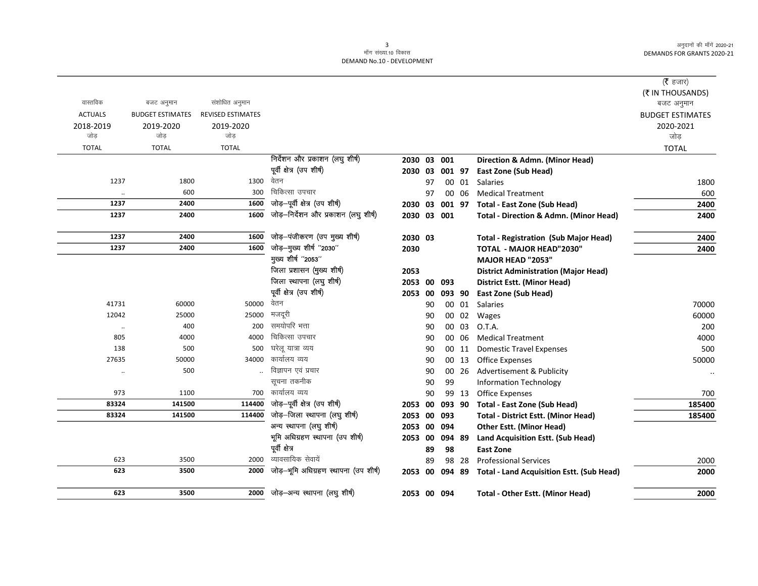मॉंग संख्या.10 विकास
DEMAND No.10 - DEVELOPMENT

(₹ हजार)
(₹ IN THOUSANDS)

| वास्तविक ACTUALS 2018-2019 जोड़ TOTAL | बजट अनुमान BUDGET ESTIMATES 2019-2020 जोड़ TOTAL | संशोधित अनुमान REVISED ESTIMATES 2019-2020 जोड़ TOTAL | | | | | | | बजट अनुमान BUDGET ESTIMATES 2020-2021 जोड़ TOTAL |
|---|---|---|---|---|---|---|---|---|---|
| | | | निर्देशन और प्रकाशन (लघु शीर्ष) | 2030 | 03 | 001 | | **Direction & Admn. (Minor Head)** | |
| | | | पूर्वी क्षेत्र (उप शीर्ष) | 2030 | 03 | 001 | 97 | **East Zone (Sub Head)** | |
| 1237 | 1800 | 1300 | वेतन | | 97 | 00 | 01 | Salaries | 1800 |
| .. | 600 | 300 | चिकित्सा उपचार | | 97 | 00 | 06 | Medical Treatment | 600 |
| **1237** | **2400** | **1600** | जोड़–पूर्वी क्षेत्र (उप शीर्ष) | 2030 | 03 | 001 | 97 | **Total - East Zone (Sub Head)** | **2400** |
| **1237** | **2400** | **1600** | जोड़–निर्देशन और प्रकाशन (लघु शीर्ष) | 2030 | 03 | 001 | | **Total - Direction & Admn. (Minor Head)** | **2400** |
| **1237** | **2400** | **1600** | जोड़–पंजीकरण (उप मुख्य शीर्ष) | 2030 | 03 | | | **Total - Registration (Sub Major Head)** | **2400** |
| **1237** | **2400** | **1600** | जोड़–मुख्य शीर्ष "2030" | 2030 | | | | **TOTAL - MAJOR HEAD"2030"** | **2400** |
| | | | मुख्य शीर्ष "2053" | | | | | **MAJOR HEAD "2053"** | |
| | | | जिला प्रशासन (मुख्य शीर्ष) | 2053 | | | | **District Administration (Major Head)** | |
| | | | जिला स्थापना (लघु शीर्ष) | 2053 | 00 | 093 | | **District Estt. (Minor Head)** | |
| | | | पूर्वी क्षेत्र (उप शीर्ष) | 2053 | 00 | 093 | 90 | **East Zone (Sub Head)** | |
| 41731 | 60000 | 50000 | वेतन | | 90 | 00 | 01 | Salaries | 70000 |
| 12042 | 25000 | 25000 | मजदूरी | | 90 | 00 | 02 | Wages | 60000 |
| .. | 400 | 200 | समयोपरि भत्ता | | 90 | 00 | 03 | O.T.A. | 200 |
| 805 | 4000 | 4000 | चिकित्सा उपचार | | 90 | 00 | 06 | Medical Treatment | 4000 |
| 138 | 500 | 500 | घरेलू यात्रा व्यय | | 90 | 00 | 11 | Domestic Travel Expenses | 500 |
| 27635 | 50000 | 34000 | कार्यालय व्यय | | 90 | 00 | 13 | Office Expenses | 50000 |
| .. | 500 | .. | विज्ञापन एवं प्रचार | | 90 | 00 | 26 | Advertisement & Publicity | .. |
| | | | सूचना तकनीक | | 90 | 99 | | Information Technology | |
| 973 | 1100 | 700 | कार्यालय व्यय | | 90 | 99 | 13 | Office Expenses | 700 |
| **83324** | **141500** | **114400** | जोड़–पूर्वी क्षेत्र (उप शीर्ष) | 2053 | 00 | 093 | 90 | **Total - East Zone (Sub Head)** | **185400** |
| **83324** | **141500** | **114400** | जोड़–जिला स्थापना (लघु शीर्ष) | 2053 | 00 | 093 | | **Total - District Estt. (Minor Head)** | **185400** |
| | | | अन्य स्थापना (लघु शीर्ष) | 2053 | 00 | 094 | | **Other Estt. (Minor Head)** | |
| | | | भूमि अधिग्रहण स्थापना (उप शीर्ष) | 2053 | 00 | 094 | 89 | **Land Acquisition Estt. (Sub Head)** | |
| | | | पूर्वी क्षेत्र | | 89 | 98 | | **East Zone** | |
| 623 | 3500 | 2000 | व्यावसायिक सेवायें | | 89 | 98 | 28 | Professional Services | 2000 |
| **623** | **3500** | **2000** | जोड़–भूमि अधिग्रहण स्थापना (उप शीर्ष) | 2053 | 00 | 094 | 89 | **Total - Land Acquisition Estt. (Sub Head)** | **2000** |
| **623** | **3500** | **2000** | जोड़–अन्य स्थापना (लघु शीर्ष) | 2053 | 00 | 094 | | **Total - Other Estt. (Minor Head)** | **2000** |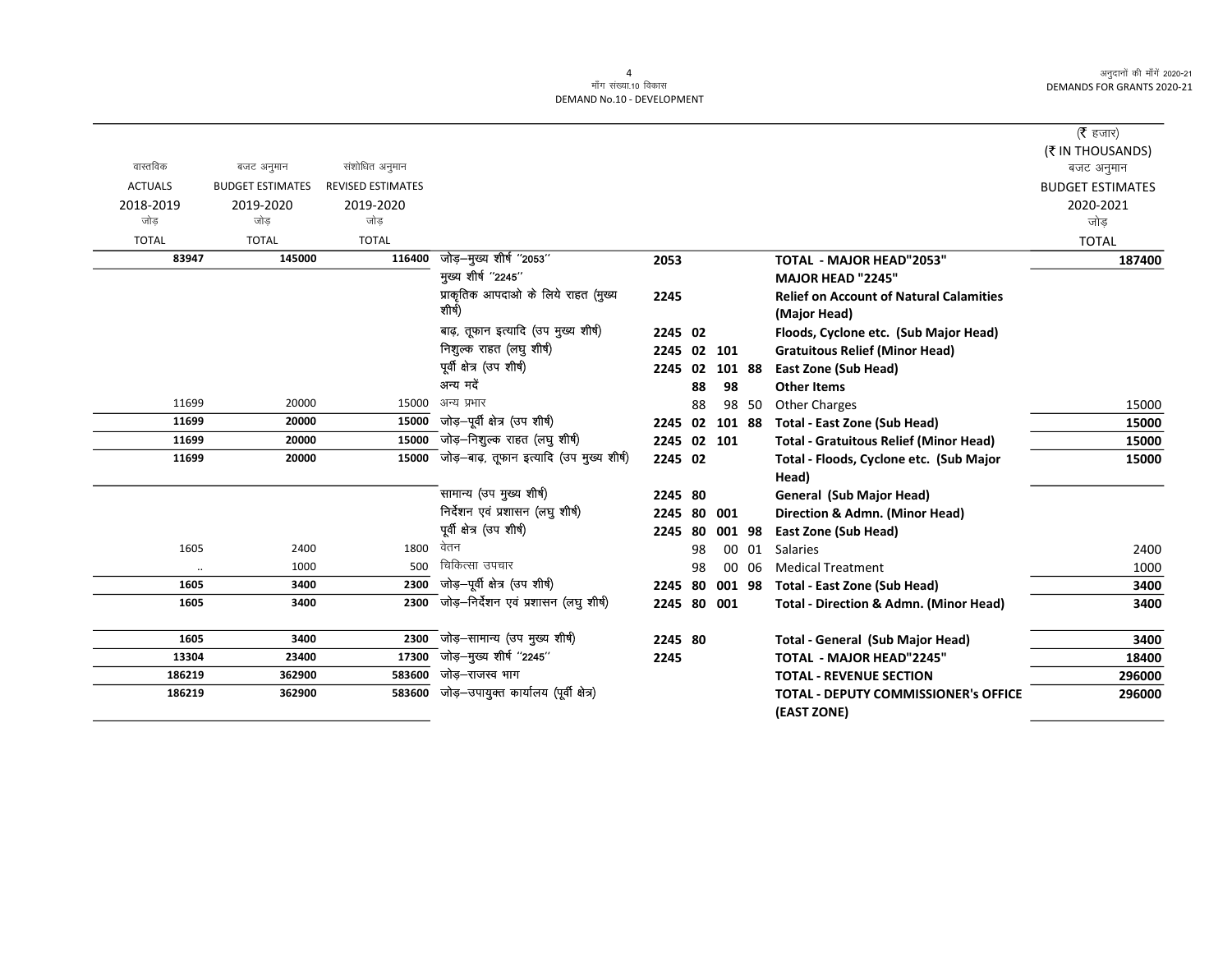मॉंग संख्या.10 विकास
DEMAND No.10 - DEVELOPMENT

(₹ हजार)
(₹ IN THOUSANDS)

| वास्तविक ACTUALS 2018-2019 जोड़ TOTAL | बजट अनुमान BUDGET ESTIMATES 2019-2020 जोड़ TOTAL | संशोधित अनुमान REVISED ESTIMATES 2019-2020 जोड़ TOTAL | | | | | | | बजट अनुमान BUDGET ESTIMATES 2020-2021 जोड़ TOTAL |
|---|---|---|---|---|---|---|---|---|---|
| **83947** | **145000** | **116400** | जोड़–मुख्य शीर्ष ''2053'' | **2053** | | | | **TOTAL - MAJOR HEAD"2053"** | **187400** |
| | | | मुख्य शीर्ष ''2245'' | | | | | **MAJOR HEAD "2245"** | |
| | | | प्राकृतिक आपदाओ के लिये राहत (मुख्य शीर्ष) | **2245** | | | | **Relief on Account of Natural Calamities (Major Head)** | |
| | | | बाढ़, तूफान इत्यादि (उप मुख्य शीर्ष) | **2245** | **02** | | | **Floods, Cyclone etc. (Sub Major Head)** | |
| | | | निशुल्क राहत (लघु शीर्ष) | **2245** | **02** | **101** | | **Gratuitous Relief (Minor Head)** | |
| | | | पूर्वी क्षेत्र (उप शीर्ष) | **2245** | **02** | **101** | **88** | **East Zone (Sub Head)** | |
| | | | अन्य मदें | | **88** | **98** | | **Other Items** | |
| 11699 | 20000 | 15000 | अन्य प्रभार | | 88 | 98 | 50 | Other Charges | 15000 |
| **11699** | **20000** | **15000** | जोड़–पूर्वी क्षेत्र (उप शीर्ष) | **2245** | **02** | **101** | **88** | **Total - East Zone (Sub Head)** | **15000** |
| **11699** | **20000** | **15000** | जोड़–निशुल्क राहत (लघु शीर्ष) | **2245** | **02** | **101** | | **Total - Gratuitous Relief (Minor Head)** | **15000** |
| **11699** | **20000** | **15000** | जोड़–बाढ़, तूफान इत्यादि (उप मुख्य शीर्ष) | **2245** | **02** | | | **Total - Floods, Cyclone etc. (Sub Major Head)** | **15000** |
| | | | सामान्य (उप मुख्य शीर्ष) | **2245** | **80** | | | **General (Sub Major Head)** | |
| | | | निर्देशन एवं प्रशासन (लघु शीर्ष) | **2245** | **80** | **001** | | **Direction & Admn. (Minor Head)** | |
| | | | पूर्वी क्षेत्र (उप शीर्ष) | **2245** | **80** | **001** | **98** | **East Zone (Sub Head)** | |
| 1605 | 2400 | 1800 | वेतन | | 98 | 00 | 01 | Salaries | 2400 |
| .. | 1000 | 500 | चिकित्सा उपचार | | 98 | 00 | 06 | Medical Treatment | 1000 |
| **1605** | **3400** | **2300** | जोड़–पूर्वी क्षेत्र (उप शीर्ष) | **2245** | **80** | **001** | **98** | **Total - East Zone (Sub Head)** | **3400** |
| **1605** | **3400** | **2300** | जोड़–निर्देशन एवं प्रशासन (लघु शीर्ष) | **2245** | **80** | **001** | | **Total - Direction & Admn. (Minor Head)** | **3400** |
| **1605** | **3400** | **2300** | जोड़–सामान्य (उप मुख्य शीर्ष) | **2245** | **80** | | | **Total - General (Sub Major Head)** | **3400** |
| **13304** | **23400** | **17300** | जोड़–मुख्य शीर्ष ''2245'' | **2245** | | | | **TOTAL - MAJOR HEAD"2245"** | **18400** |
| **186219** | **362900** | **583600** | जोड़–राजस्व भाग | | | | | **TOTAL - REVENUE SECTION** | **296000** |
| **186219** | **362900** | **583600** | जोड़–उपायुक्त कार्यालय (पूर्वी क्षेत्र) | | | | | **TOTAL - DEPUTY COMMISSIONER's OFFICE (EAST ZONE)** | **296000** |